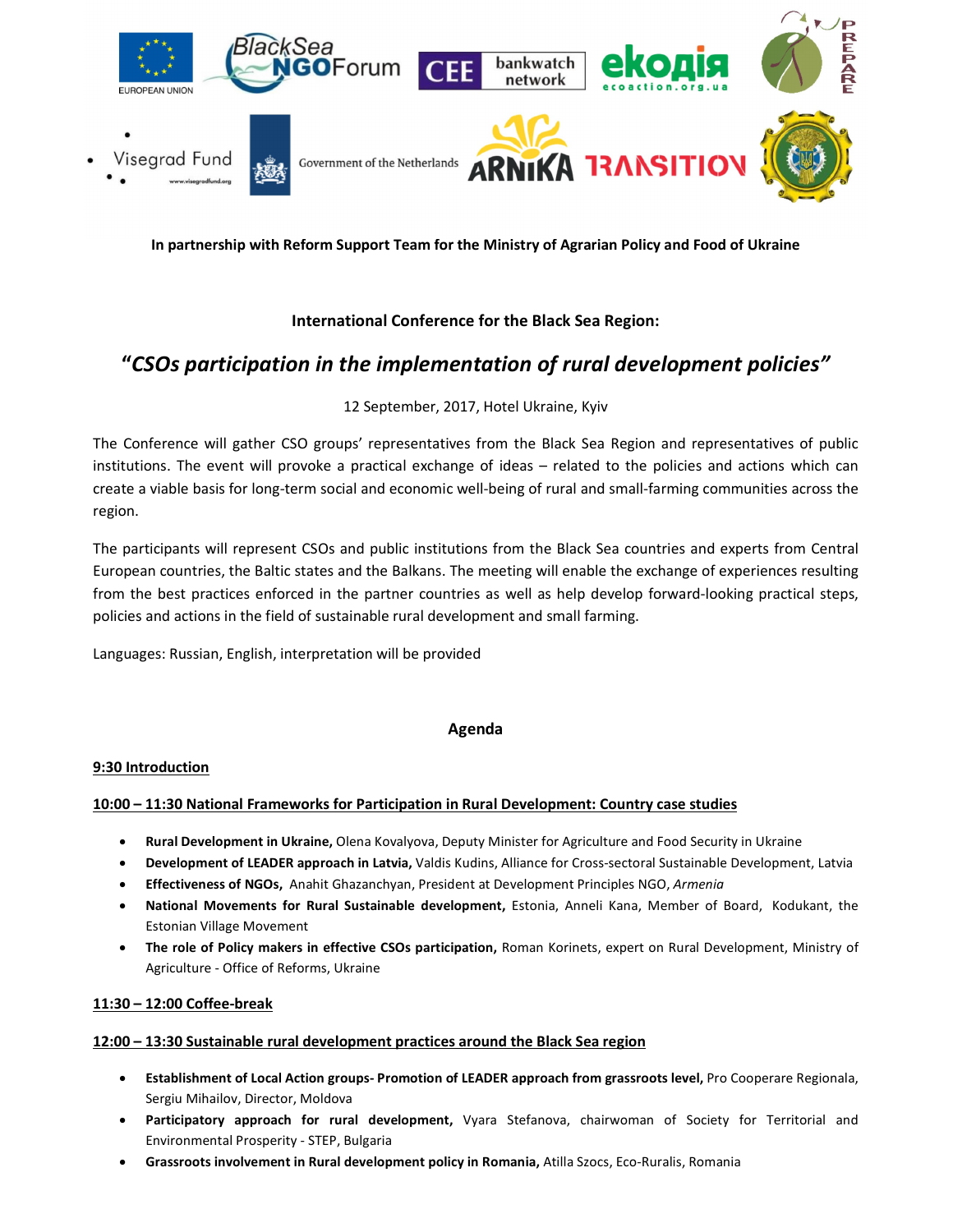**In partnership with Reform Support Team for the Ministry of Agrarian Policy and Food of Ukraine**

**International Conference for the Black Sea Region:**

# *"CSOs participation in the implementation of rural development policies"*

12 September, 2017, Hotel Ukraine, Kyiv

The Conference will gather CSO groups' representatives from the Black Sea Region and representatives of public institutions. The event will provoke a practical exchange of ideas – related to the policies and actions which can create a viable basis for long-term social and economic well-being of rural and small-farming communities across the region.

The participants will represent CSOs and public institutions from the Black Sea countries and experts from Central European countries, the Baltic states and the Balkans. The meeting will enable the exchange of experiences resulting from the best practices enforced in the partner countries as well as help develop forward-looking practical steps, policies and actions in the field of sustainable rural development and small farming.

Languages: Russian, English, interpretation will be provided

## Agenda

**9:30 Introduction**

**10:00 – 11:30 National Frameworks for Participation in Rural Development: Country case studies**

- **Rural Development in Ukraine,** Olena Kovalyova, Deputy Minister for Agriculture and Food Security in Ukraine
- **Development of LEADER approach in Latvia,** Valdis Kudins, Alliance for Cross-sectoral Sustainable Development, Latvia
- **Effectiveness of NGOs,** Anahit Ghazanchyan, President at Development Principles NGO, *Armenia*
- **National Movements for Rural Sustainable development,** Estonia, Anneli Kana, Member of Board, Kodukant, the Estonian Village Movement
- **The role of Policy makers in effective CSOs participation,** Roman Korinets, expert on Rural Development, Ministry of Agriculture - Office of Reforms, Ukraine

**11:30 – 12:00 Coffee-break**

**12:00 – 13:30 Sustainable rural development practices around the Black Sea region**

- **Establishment of Local Action groups- Promotion of LEADER approach from grassroots level,** Pro Cooperare Regionala, Sergiu Mihailov, Director, Moldova
- **Participatory approach for rural development,** Vyara Stefanova, chairwoman of Society for Territorial and Environmental Prosperity - STEP, Bulgaria
- **Grassroots involvement in Rural development policy in Romania,** Atilla Szocs, Eco-Ruralis, Romania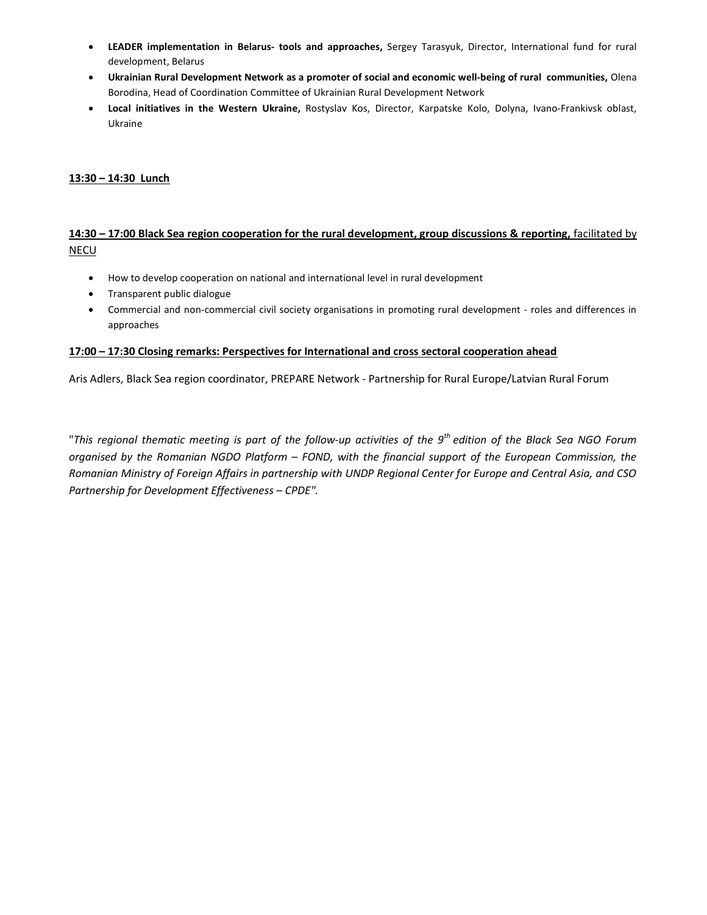- **LEADER implementation in Belarus- tools and approaches,** Sergey Tarasyuk, Director, International fund for rural development, Belarus
- **Ukrainian Rural Development Network as a promoter of social and economic well-being of rural communities,** Olena Borodina, Head of Coordination Committee of Ukrainian Rural Development Network
- **Local initiatives in the Western Ukraine,** Rostyslav Kos, Director, Karpatske Kolo, Dolyna, Ivano-Frankivsk oblast, Ukraine

**13:30 – 14:30 Lunch**

**14:30 – 17:00 Black Sea region cooperation for the rural development, group discussions & reporting,** facilitated by NECU

- How to develop cooperation on national and international level in rural development
- Transparent public dialogue
- Commercial and non-commercial civil society organisations in promoting rural development - roles and differences in approaches

**17:00 – 17:30 Closing remarks: Perspectives for International and cross sectoral cooperation ahead**

Aris Adlers, Black Sea region coordinator, PREPARE Network - Partnership for Rural Europe/Latvian Rural Forum

"*This regional thematic meeting is part of the follow-up activities of the 9th edition of the Black Sea NGO Forum organised by the Romanian NGDO Platform – FOND, with the financial support of the European Commission, the Romanian Ministry of Foreign Affairs in partnership with UNDP Regional Center for Europe and Central Asia, and CSO Partnership for Development Effectiveness – CPDE".*